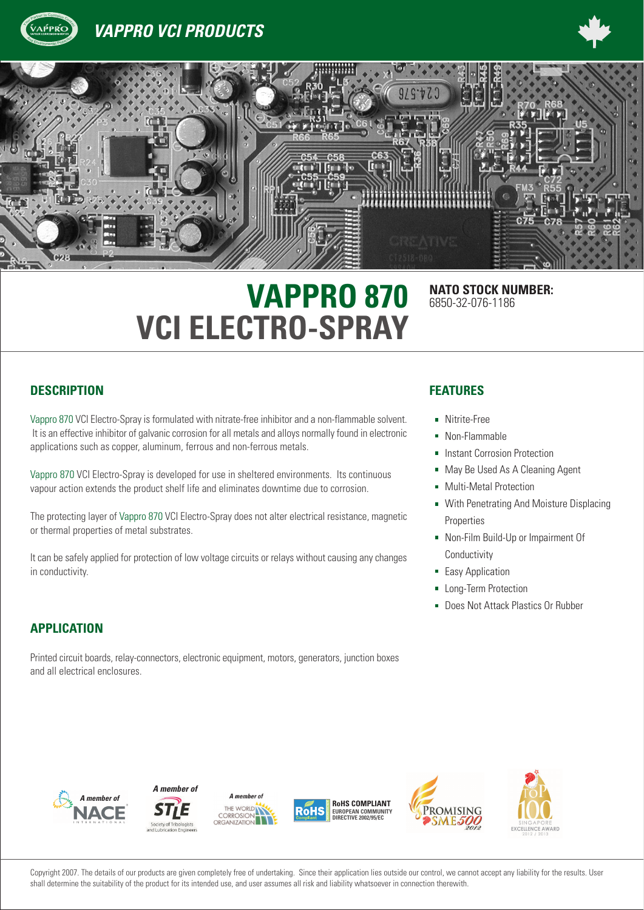*VAPPRO VCI PRODUCTS*

# VAPPRO 870
# VCI ELECTRO-SPRAY

**NATO STOCK NUMBER:**
6850-32-076-1186

## DESCRIPTION

Vappro 870 VCI Electro-Spray is formulated with nitrate-free inhibitor and a non-flammable solvent. It is an effective inhibitor of galvanic corrosion for all metals and alloys normally found in electronic applications such as copper, aluminum, ferrous and non-ferrous metals.

Vappro 870 VCI Electro-Spray is developed for use in sheltered environments. Its continuous vapour action extends the product shelf life and eliminates downtime due to corrosion.

The protecting layer of Vappro 870 VCI Electro-Spray does not alter electrical resistance, magnetic or thermal properties of metal substrates.

It can be safely applied for protection of low voltage circuits or relays without causing any changes in conductivity.

## FEATURES

- Nitrite-Free
- Non-Flammable
- Instant Corrosion Protection
- May Be Used As A Cleaning Agent
- Multi-Metal Protection
- With Penetrating And Moisture Displacing Properties
- Non-Film Build-Up or Impairment Of Conductivity
- Easy Application
- Long-Term Protection
- Does Not Attack Plastics Or Rubber

## APPLICATION

Printed circuit boards, relay-connectors, electronic equipment, motors, generators, junction boxes and all electrical enclosures.

A member of NACE International | A member of STLE Society of Tribologists and Lubrication Engineers | A member of The World Corrosion Organization | RoHS COMPLIANT EUROPEAN COMMUNITY DIRECTIVE 2002/95/EC | Promising SME500 2012 | Singapore Top 100 Excellence Award 2012 / 2013

Copyright 2007. The details of our products are given completely free of undertaking. Since their application lies outside our control, we cannot accept any liability for the results. User shall determine the suitability of the product for its intended use, and user assumes all risk and liability whatsoever in connection therewith.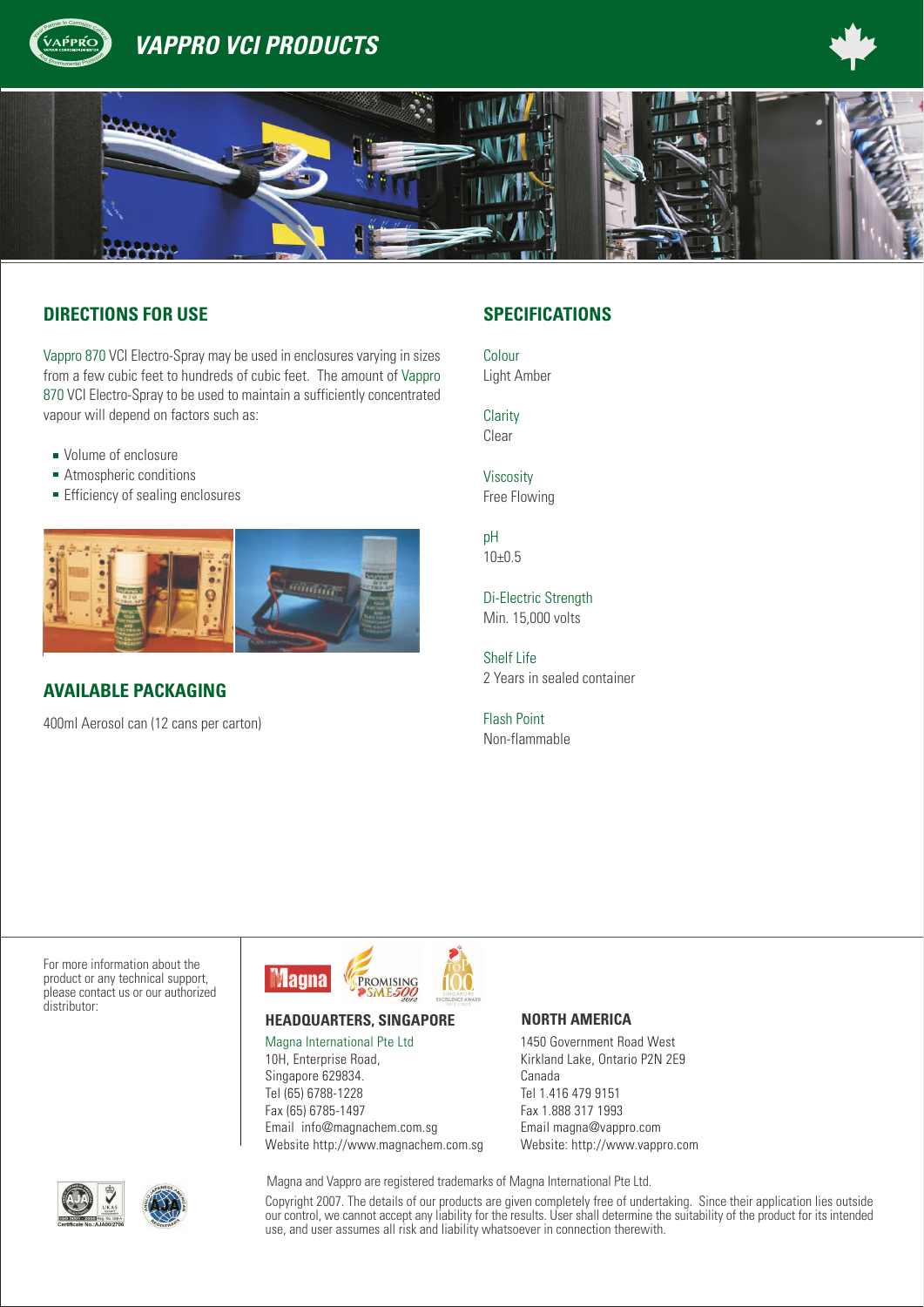## DIRECTIONS FOR USE

Vappro 870 VCI Electro-Spray may be used in enclosures varying in sizes from a few cubic feet to hundreds of cubic feet. The amount of Vappro 870 VCI Electro-Spray to be used to maintain a sufficiently concentrated vapour will depend on factors such as:

- Volume of enclosure
- Atmospheric conditions
- Efficiency of sealing enclosures

## AVAILABLE PACKAGING

400ml Aerosol can (12 cans per carton)

## SPECIFICATIONS

Colour
Light Amber

Clarity
Clear

Viscosity
Free Flowing

pH
10±0.5

Di-Electric Strength
Min. 15,000 volts

Shelf Life
2 Years in sealed container

Flash Point
Non-flammable

For more information about the product or any technical support, please contact us or our authorized distributor:

### HEADQUARTERS, SINGAPORE

Magna International Pte Ltd
10H, Enterprise Road,
Singapore 629834.
Tel (65) 6788-1228
Fax (65) 6785-1497
Email info@magnachem.com.sg
Website http://www.magnachem.com.sg

### NORTH AMERICA

1450 Government Road West
Kirkland Lake, Ontario P2N 2E9
Canada
Tel 1.416 479 9151
Fax 1.888 317 1993
Email magna@vappro.com
Website: http://www.vappro.com

Magna and Vappro are registered trademarks of Magna International Pte Ltd.

Copyright 2007. The details of our products are given completely free of undertaking. Since their application lies outside our control, we cannot accept any liability for the results. User shall determine the suitability of the product for its intended use, and user assumes all risk and liability whatsoever in connection therewith.